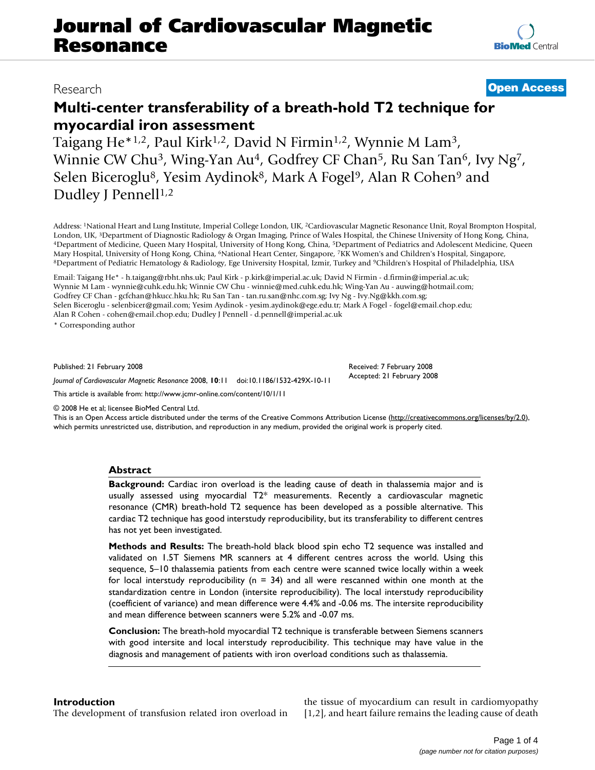# Journal of Cardiovascular Magnetic Resonance

Research

Open Access

## Multi-center transferability of a breath-hold T2 technique for myocardial iron assessment

Taigang He*[1,2], Paul Kirk[1,2], David N Firmin[1,2], Wynnie M Lam[3], Winnie CW Chu[3], Wing-Yan Au[4], Godfrey CF Chan[5], Ru San Tan[6], Ivy Ng[7], Selen Biceroglu[8], Yesim Aydinok[8], Mark A Fogel[9], Alan R Cohen[9] and Dudley J Pennell[1,2]

Address: [1]National Heart and Lung Institute, Imperial College London, UK, [2]Cardiovascular Magnetic Resonance Unit, Royal Brompton Hospital, London, UK, [3]Department of Diagnostic Radiology & Organ Imaging, Prince of Wales Hospital, the Chinese University of Hong Kong, China, [4]Department of Medicine, Queen Mary Hospital, University of Hong Kong, China, [5]Department of Pediatrics and Adolescent Medicine, Queen Mary Hospital, University of Hong Kong, China, [6]National Heart Center, Singapore, [7]KK Women's and Children's Hospital, Singapore, [8]Department of Pediatric Hematology & Radiology, Ege University Hospital, Izmir, Turkey and [9]Children's Hospital of Philadelphia, USA

Email: Taigang He* - h.taigang@rbht.nhs.uk; Paul Kirk - p.kirk@imperial.ac.uk; David N Firmin - d.firmin@imperial.ac.uk; Wynnie M Lam - wynnie@cuhk.edu.hk; Winnie CW Chu - winnie@med.cuhk.edu.hk; Wing-Yan Au - auwing@hotmail.com; Godfrey CF Chan - gcfchan@hkucc.hku.hk; Ru San Tan - tan.ru.san@nhc.com.sg; Ivy Ng - Ivy.Ng@kkh.com.sg; Selen Biceroglu - selenbicer@gmail.com; Yesim Aydinok - yesim.aydinok@ege.edu.tr; Mark A Fogel - fogel@email.chop.edu; Alan R Cohen - cohen@email.chop.edu; Dudley J Pennell - d.pennell@imperial.ac.uk

\* Corresponding author

Published: 21 February 2008

*Journal of Cardiovascular Magnetic Resonance* 2008, **10**:11 doi:10.1186/1532-429X-10-11

Received: 7 February 2008
Accepted: 21 February 2008

This article is available from: http://www.jcmr-online.com/content/10/1/11

© 2008 He et al; licensee BioMed Central Ltd.
This is an Open Access article distributed under the terms of the Creative Commons Attribution License (http://creativecommons.org/licenses/by/2.0), which permits unrestricted use, distribution, and reproduction in any medium, provided the original work is properly cited.

### Abstract

**Background:** Cardiac iron overload is the leading cause of death in thalassemia major and is usually assessed using myocardial T2* measurements. Recently a cardiovascular magnetic resonance (CMR) breath-hold T2 sequence has been developed as a possible alternative. This cardiac T2 technique has good interstudy reproducibility, but its transferability to different centres has not yet been investigated.

**Methods and Results:** The breath-hold black blood spin echo T2 sequence was installed and validated on 1.5T Siemens MR scanners at 4 different centres across the world. Using this sequence, 5–10 thalassemia patients from each centre were scanned twice locally within a week for local interstudy reproducibility (n = 34) and all were rescanned within one month at the standardization centre in London (intersite reproducibility). The local interstudy reproducibility (coefficient of variance) and mean difference were 4.4% and -0.06 ms. The intersite reproducibility and mean difference between scanners were 5.2% and -0.07 ms.

**Conclusion:** The breath-hold myocardial T2 technique is transferable between Siemens scanners with good intersite and local interstudy reproducibility. This technique may have value in the diagnosis and management of patients with iron overload conditions such as thalassemia.

### Introduction

The development of transfusion related iron overload in the tissue of myocardium can result in cardiomyopathy [1,2], and heart failure remains the leading cause of death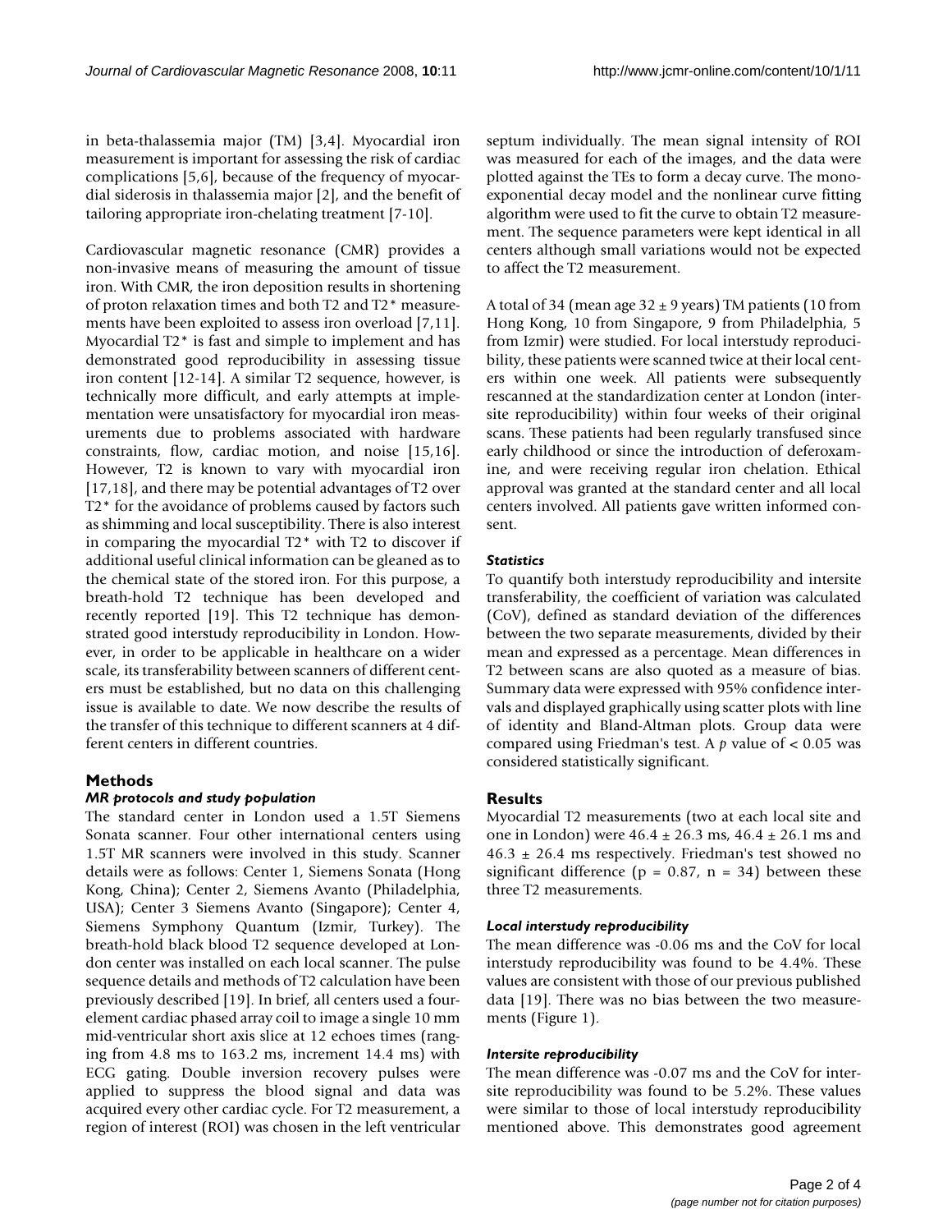in beta-thalassemia major (TM) [3,4]. Myocardial iron measurement is important for assessing the risk of cardiac complications [5,6], because of the frequency of myocardial siderosis in thalassemia major [2], and the benefit of tailoring appropriate iron-chelating treatment [7-10].

Cardiovascular magnetic resonance (CMR) provides a non-invasive means of measuring the amount of tissue iron. With CMR, the iron deposition results in shortening of proton relaxation times and both T2 and T2* measurements have been exploited to assess iron overload [7,11]. Myocardial T2* is fast and simple to implement and has demonstrated good reproducibility in assessing tissue iron content [12-14]. A similar T2 sequence, however, is technically more difficult, and early attempts at implementation were unsatisfactory for myocardial iron measurements due to problems associated with hardware constraints, flow, cardiac motion, and noise [15,16]. However, T2 is known to vary with myocardial iron [17,18], and there may be potential advantages of T2 over T2* for the avoidance of problems caused by factors such as shimming and local susceptibility. There is also interest in comparing the myocardial T2* with T2 to discover if additional useful clinical information can be gleaned as to the chemical state of the stored iron. For this purpose, a breath-hold T2 technique has been developed and recently reported [19]. This T2 technique has demonstrated good interstudy reproducibility in London. However, in order to be applicable in healthcare on a wider scale, its transferability between scanners of different centers must be established, but no data on this challenging issue is available to date. We now describe the results of the transfer of this technique to different scanners at 4 different centers in different countries.

## Methods

### *MR protocols and study population*

The standard center in London used a 1.5T Siemens Sonata scanner. Four other international centers using 1.5T MR scanners were involved in this study. Scanner details were as follows: Center 1, Siemens Sonata (Hong Kong, China); Center 2, Siemens Avanto (Philadelphia, USA); Center 3 Siemens Avanto (Singapore); Center 4, Siemens Symphony Quantum (Izmir, Turkey). The breath-hold black blood T2 sequence developed at London center was installed on each local scanner. The pulse sequence details and methods of T2 calculation have been previously described [19]. In brief, all centers used a four-element cardiac phased array coil to image a single 10 mm mid-ventricular short axis slice at 12 echoes times (ranging from 4.8 ms to 163.2 ms, increment 14.4 ms) with ECG gating. Double inversion recovery pulses were applied to suppress the blood signal and data was acquired every other cardiac cycle. For T2 measurement, a region of interest (ROI) was chosen in the left ventricular septum individually. The mean signal intensity of ROI was measured for each of the images, and the data were plotted against the TEs to form a decay curve. The mono-exponential decay model and the nonlinear curve fitting algorithm were used to fit the curve to obtain T2 measurement. The sequence parameters were kept identical in all centers although small variations would not be expected to affect the T2 measurement.

A total of 34 (mean age $32 \pm 9$ years) TM patients (10 from Hong Kong, 10 from Singapore, 9 from Philadelphia, 5 from Izmir) were studied. For local interstudy reproducibility, these patients were scanned twice at their local centers within one week. All patients were subsequently rescanned at the standardization center at London (intersite reproducibility) within four weeks of their original scans. These patients had been regularly transfused since early childhood or since the introduction of deferoxamine, and were receiving regular iron chelation. Ethical approval was granted at the standard center and all local centers involved. All patients gave written informed consent.

### *Statistics*

To quantify both interstudy reproducibility and intersite transferability, the coefficient of variation was calculated (CoV), defined as standard deviation of the differences between the two separate measurements, divided by their mean and expressed as a percentage. Mean differences in T2 between scans are also quoted as a measure of bias. Summary data were expressed with 95% confidence intervals and displayed graphically using scatter plots with line of identity and Bland-Altman plots. Group data were compared using Friedman's test. A $p$ value of $< 0.05$ was considered statistically significant.

## Results

Myocardial T2 measurements (two at each local site and one in London) were $46.4 \pm 26.3$ ms, $46.4 \pm 26.1$ ms and $46.3 \pm 26.4$ ms respectively. Friedman's test showed no significant difference ($p = 0.87$, $n = 34$) between these three T2 measurements.

### *Local interstudy reproducibility*

The mean difference was -0.06 ms and the CoV for local interstudy reproducibility was found to be 4.4%. These values are consistent with those of our previous published data [19]. There was no bias between the two measurements (Figure 1).

### *Intersite reproducibility*

The mean difference was -0.07 ms and the CoV for intersite reproducibility was found to be 5.2%. These values were similar to those of local interstudy reproducibility mentioned above. This demonstrates good agreement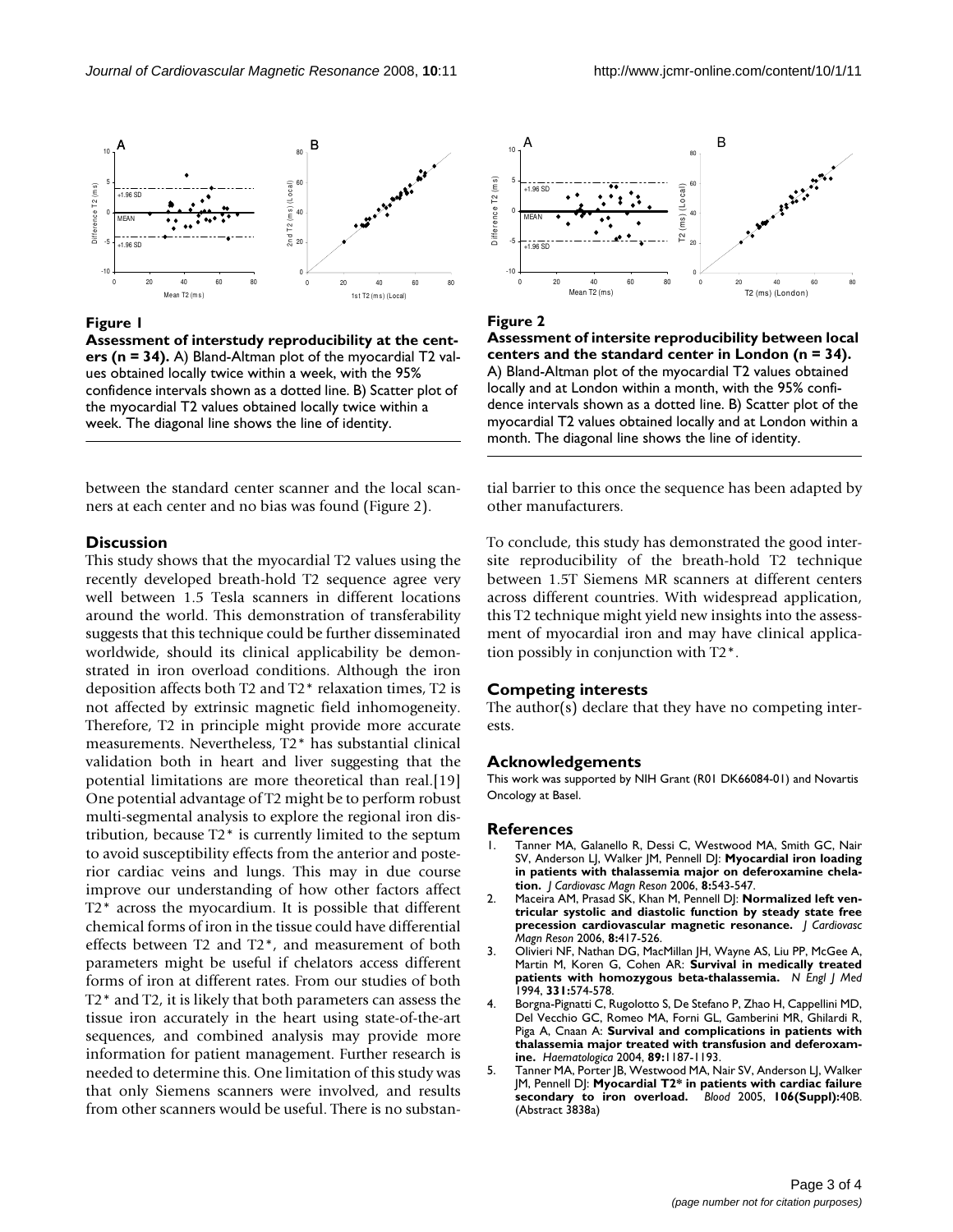**Figure 1**

**Assessment of interstudy reproducibility at the centers (n = 34).** A) Bland-Altman plot of the myocardial T2 values obtained locally twice within a week, with the 95% confidence intervals shown as a dotted line. B) Scatter plot of the myocardial T2 values obtained locally twice within a week. The diagonal line shows the line of identity.

**Figure 2**

**Assessment of intersite reproducibility between local centers and the standard center in London (n = 34).** A) Bland-Altman plot of the myocardial T2 values obtained locally and at London within a month, with the 95% confidence intervals shown as a dotted line. B) Scatter plot of the myocardial T2 values obtained locally and at London within a month. The diagonal line shows the line of identity.

between the standard center scanner and the local scanners at each center and no bias was found (Figure 2).

## Discussion

This study shows that the myocardial T2 values using the recently developed breath-hold T2 sequence agree very well between 1.5 Tesla scanners in different locations around the world. This demonstration of transferability suggests that this technique could be further disseminated worldwide, should its clinical applicability be demonstrated in iron overload conditions. Although the iron deposition affects both T2 and T2* relaxation times, T2 is not affected by extrinsic magnetic field inhomogeneity. Therefore, T2 in principle might provide more accurate measurements. Nevertheless, T2* has substantial clinical validation both in heart and liver suggesting that the potential limitations are more theoretical than real.[19] One potential advantage of T2 might be to perform robust multi-segmental analysis to explore the regional iron distribution, because T2* is currently limited to the septum to avoid susceptibility effects from the anterior and posterior cardiac veins and lungs. This may in due course improve our understanding of how other factors affect T2* across the myocardium. It is possible that different chemical forms of iron in the tissue could have differential effects between T2 and T2*, and measurement of both parameters might be useful if chelators access different forms of iron at different rates. From our studies of both T2* and T2, it is likely that both parameters can assess the tissue iron accurately in the heart using state-of-the-art sequences, and combined analysis may provide more information for patient management. Further research is needed to determine this. One limitation of this study was that only Siemens scanners were involved, and results from other scanners would be useful. There is no substantial barrier to this once the sequence has been adapted by other manufacturers.

To conclude, this study has demonstrated the good intersite reproducibility of the breath-hold T2 technique between 1.5T Siemens MR scanners at different centers across different countries. With widespread application, this T2 technique might yield new insights into the assessment of myocardial iron and may have clinical application possibly in conjunction with T2*.

## Competing interests

The author(s) declare that they have no competing interests.

## Acknowledgements

This work was supported by NIH Grant (R01 DK66084-01) and Novartis Oncology at Basel.

## References

1. Tanner MA, Galanello R, Dessi C, Westwood MA, Smith GC, Nair SV, Anderson LJ, Walker JM, Pennell DJ: **Myocardial iron loading in patients with thalassemia major on deferoxamine chelation.** *J Cardiovasc Magn Reson* 2006, **8:**543-547.
2. Maceira AM, Prasad SK, Khan M, Pennell DJ: **Normalized left ventricular systolic and diastolic function by steady state free precession cardiovascular magnetic resonance.** *J Cardiovasc Magn Reson* 2006, **8:**417-526.
3. Olivieri NF, Nathan DG, MacMillan JH, Wayne AS, Liu PP, McGee A, Martin M, Koren G, Cohen AR: **Survival in medically treated patients with homozygous beta-thalassemia.** *N Engl J Med* 1994, **331:**574-578.
4. Borgna-Pignatti C, Rugolotto S, De Stefano P, Zhao H, Cappellini MD, Del Vecchio GC, Romeo MA, Forni GL, Gamberini MR, Ghilardi R, Piga A, Cnaan A: **Survival and complications in patients with thalassemia major treated with transfusion and deferoxamine.** *Haematologica* 2004, **89:**1187-1193.
5. Tanner MA, Porter JB, Westwood MA, Nair SV, Anderson LJ, Walker JM, Pennell DJ: **Myocardial T2* in patients with cardiac failure secondary to iron overload.** *Blood* 2005, **106(Suppl):**40B. (Abstract 3838a)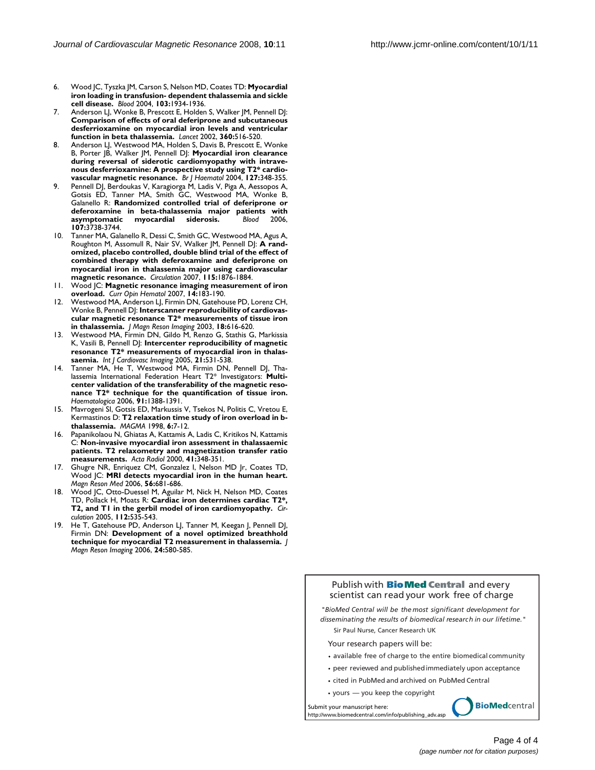6. Wood JC, Tyszka JM, Carson S, Nelson MD, Coates TD: **Myocardial iron loading in transfusion- dependent thalassemia and sickle cell disease.** *Blood* 2004, **103:**1934-1936.
7. Anderson LJ, Wonke B, Prescott E, Holden S, Walker JM, Pennell DJ: **Comparison of effects of oral deferiprone and subcutaneous desferrioxamine on myocardial iron levels and ventricular function in beta thalassemia.** *Lancet* 2002, **360:**516-520.
8. Anderson LJ, Westwood MA, Holden S, Davis B, Prescott E, Wonke B, Porter JB, Walker JM, Pennell DJ: **Myocardial iron clearance during reversal of siderotic cardiomyopathy with intravenous desferrioxamine: A prospective study using T2* cardiovascular magnetic resonance.** *Br J Haematol* 2004, **127:**348-355.
9. Pennell DJ, Berdoukas V, Karagiorga M, Ladis V, Piga A, Aessopos A, Gotsis ED, Tanner MA, Smith GC, Westwood MA, Wonke B, Galanello R: **Randomized controlled trial of deferiprone or deferoxamine in beta-thalassemia major patients with asymptomatic myocardial siderosis.** *Blood* 2006, **107:**3738-3744.
10. Tanner MA, Galanello R, Dessi C, Smith GC, Westwood MA, Agus A, Roughton M, Assomull R, Nair SV, Walker JM, Pennell DJ: **A randomized, placebo controlled, double blind trial of the effect of combined therapy with deferoxamine and deferiprone on myocardial iron in thalassemia major using cardiovascular magnetic resonance.** *Circulation* 2007, **115:**1876-1884.
11. Wood JC: **Magnetic resonance imaging measurement of iron overload.** *Curr Opin Hematol* 2007, **14:**183-190.
12. Westwood MA, Anderson LJ, Firmin DN, Gatehouse PD, Lorenz CH, Wonke B, Pennell DJ: **Interscanner reproducibility of cardiovascular magnetic resonance T2* measurements of tissue iron in thalassemia.** *J Magn Reson Imaging* 2003, **18:**616-620.
13. Westwood MA, Firmin DN, Gildo M, Renzo G, Stathis G, Markissia K, Vasili B, Pennell DJ: **Intercenter reproducibility of magnetic resonance T2* measurements of myocardial iron in thalassaemia.** *Int J Cardiovasc Imaging* 2005, **21:**531-538.
14. Tanner MA, He T, Westwood MA, Firmin DN, Pennell DJ, Thalassemia International Federation Heart T2* Investigators: **Multi-center validation of the transferability of the magnetic resonance T2* technique for the quantification of tissue iron.** *Haematologica* 2006, **91:**1388-1391.
15. Mavrogeni SI, Gotsis ED, Markussis V, Tsekos N, Politis C, Vretou E, Kermastinos D: **T2 relaxation time study of iron overload in b-thalassemia.** *MAGMA* 1998, **6:**7-12.
16. Papanikolaou N, Ghiatas A, Kattamis A, Ladis C, Kritikos N, Kattamis C: **Non-invasive myocardial iron assessment in thalassaemic patients. T2 relaxometry and magnetization transfer ratio measurements.** *Acta Radiol* 2000, **41:**348-351.
17. Ghugre NR, Enriquez CM, Gonzalez I, Nelson MD Jr, Coates TD, Wood JC: **MRI detects myocardial iron in the human heart.** *Magn Reson Med* 2006, **56:**681-686.
18. Wood JC, Otto-Duessel M, Aguilar M, Nick H, Nelson MD, Coates TD, Pollack H, Moats R: **Cardiac iron determines cardiac T2*, T2, and T1 in the gerbil model of iron cardiomyopathy.** *Circulation* 2005, **112:**535-543.
19. He T, Gatehouse PD, Anderson LJ, Tanner M, Keegan J, Pennell DJ, Firmin DN: **Development of a novel optimized breathhold technique for myocardial T2 measurement in thalassemia.** *J Magn Reson Imaging* 2006, **24:**580-585.

Publish with **BioMed Central** and every scientist can read your work free of charge

*"BioMed Central will be the most significant development for disseminating the results of biomedical research in our lifetime."*

Sir Paul Nurse, Cancer Research UK

Your research papers will be:

- available free of charge to the entire biomedical community
- peer reviewed and published immediately upon acceptance
- cited in PubMed and archived on PubMed Central
- yours — you keep the copyright

Submit your manuscript here:
http://www.biomedcentral.com/info/publishing_adv.asp

**BioMed**central